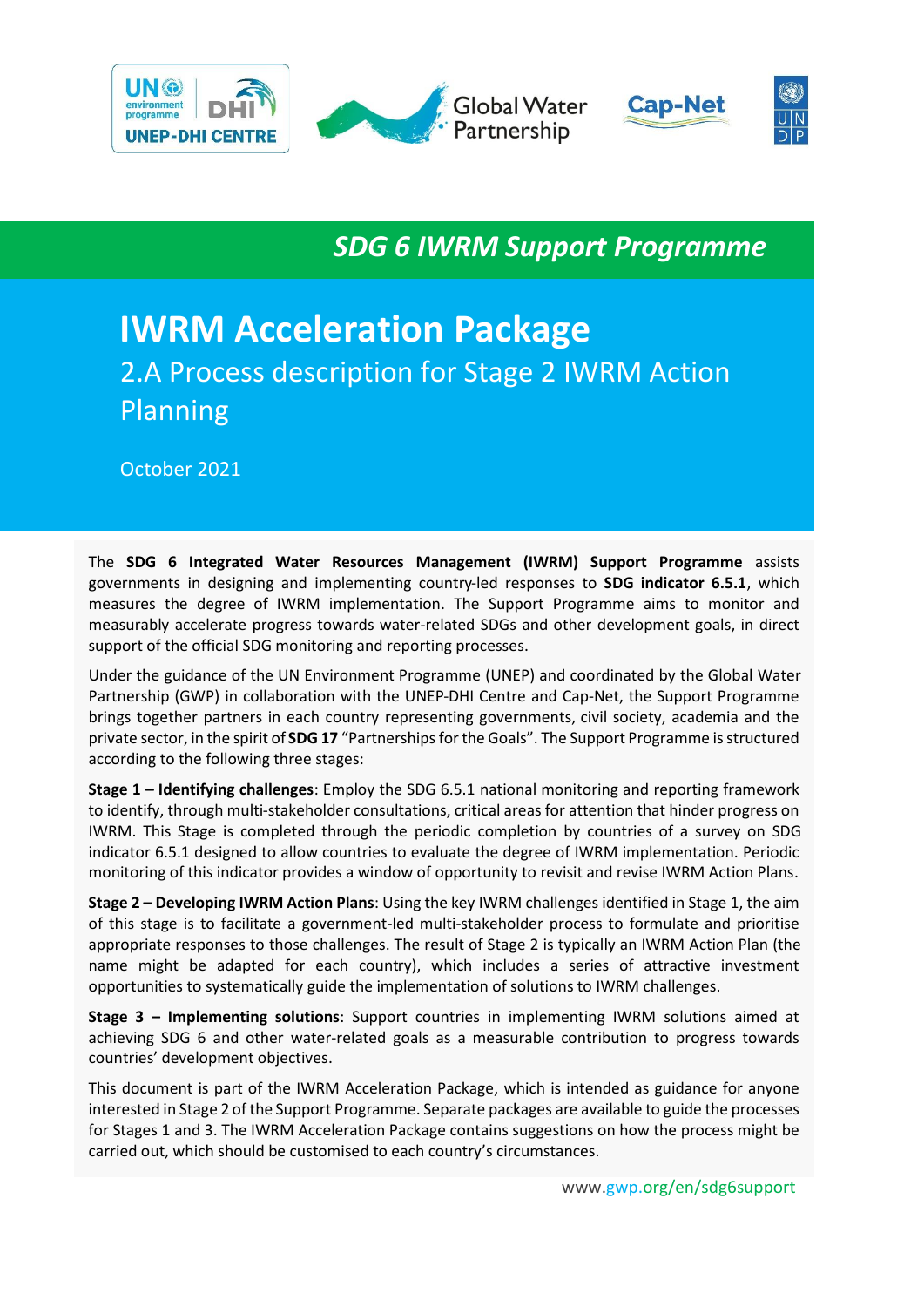*SDG 6 IWRM Support Programme*

# IWRM Acceleration Package

## 2.A Process description for Stage 2 IWRM Action Planning

October 2021

The **SDG 6 Integrated Water Resources Management (IWRM) Support Programme** assists governments in designing and implementing country-led responses to **SDG indicator 6.5.1**, which measures the degree of IWRM implementation. The Support Programme aims to monitor and measurably accelerate progress towards water-related SDGs and other development goals, in direct support of the official SDG monitoring and reporting processes.

Under the guidance of the UN Environment Programme (UNEP) and coordinated by the Global Water Partnership (GWP) in collaboration with the UNEP-DHI Centre and Cap-Net, the Support Programme brings together partners in each country representing governments, civil society, academia and the private sector, in the spirit of **SDG 17** "Partnerships for the Goals". The Support Programme is structured according to the following three stages:

**Stage 1 – Identifying challenges**: Employ the SDG 6.5.1 national monitoring and reporting framework to identify, through multi-stakeholder consultations, critical areas for attention that hinder progress on IWRM. This Stage is completed through the periodic completion by countries of a survey on SDG indicator 6.5.1 designed to allow countries to evaluate the degree of IWRM implementation. Periodic monitoring of this indicator provides a window of opportunity to revisit and revise IWRM Action Plans.

**Stage 2 – Developing IWRM Action Plans**: Using the key IWRM challenges identified in Stage 1, the aim of this stage is to facilitate a government-led multi-stakeholder process to formulate and prioritise appropriate responses to those challenges. The result of Stage 2 is typically an IWRM Action Plan (the name might be adapted for each country), which includes a series of attractive investment opportunities to systematically guide the implementation of solutions to IWRM challenges.

**Stage 3 – Implementing solutions**: Support countries in implementing IWRM solutions aimed at achieving SDG 6 and other water-related goals as a measurable contribution to progress towards countries' development objectives.

This document is part of the IWRM Acceleration Package, which is intended as guidance for anyone interested in Stage 2 of the Support Programme. Separate packages are available to guide the processes for Stages 1 and 3. The IWRM Acceleration Package contains suggestions on how the process might be carried out, which should be customised to each country's circumstances.

www.gwp.org/en/sdg6support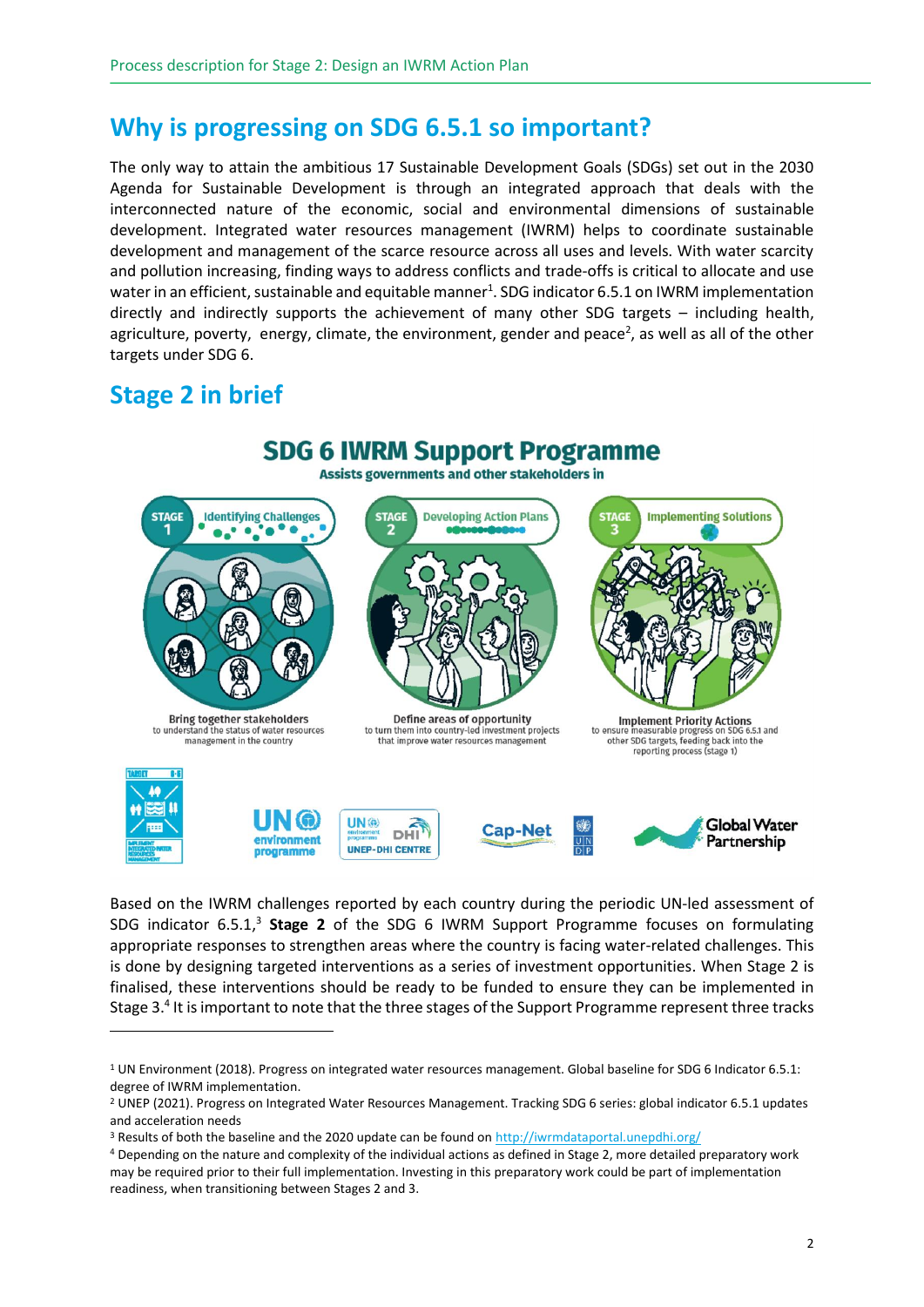## Why is progressing on SDG 6.5.1 so important?

The only way to attain the ambitious 17 Sustainable Development Goals (SDGs) set out in the 2030 Agenda for Sustainable Development is through an integrated approach that deals with the interconnected nature of the economic, social and environmental dimensions of sustainable development. Integrated water resources management (IWRM) helps to coordinate sustainable development and management of the scarce resource across all uses and levels. With water scarcity and pollution increasing, finding ways to address conflicts and trade-offs is critical to allocate and use water in an efficient, sustainable and equitable manner[1]. SDG indicator 6.5.1 on IWRM implementation directly and indirectly supports the achievement of many other SDG targets – including health, agriculture, poverty, energy, climate, the environment, gender and peace[2], as well as all of the other targets under SDG 6.

## Stage 2 in brief

**SDG 6 IWRM Support Programme**

Assists governments and other stakeholders in

**STAGE 1 – Identifying Challenges**
Bring together stakeholders to understand the status of water resources management in the country

**STAGE 2 – Developing Action Plans**
Define areas of opportunity to turn them into country-led investment projects that improve water resources management

**STAGE 3 – Implementing Solutions**
Implement Priority Actions to ensure measurable progress on SDG 6.5.1 and other SDG targets, feeding back into the reporting process (stage 1)

Based on the IWRM challenges reported by each country during the periodic UN-led assessment of SDG indicator 6.5.1,[3] **Stage 2** of the SDG 6 IWRM Support Programme focuses on formulating appropriate responses to strengthen areas where the country is facing water-related challenges. This is done by designing targeted interventions as a series of investment opportunities. When Stage 2 is finalised, these interventions should be ready to be funded to ensure they can be implemented in Stage 3.[4] It is important to note that the three stages of the Support Programme represent three tracks

---

[1] UN Environment (2018). Progress on integrated water resources management. Global baseline for SDG 6 Indicator 6.5.1: degree of IWRM implementation.

[2] UNEP (2021). Progress on Integrated Water Resources Management. Tracking SDG 6 series: global indicator 6.5.1 updates and acceleration needs

[3] Results of both the baseline and the 2020 update can be found on http://iwrmdataportal.unepdhi.org/

[4] Depending on the nature and complexity of the individual actions as defined in Stage 2, more detailed preparatory work may be required prior to their full implementation. Investing in this preparatory work could be part of implementation readiness, when transitioning between Stages 2 and 3.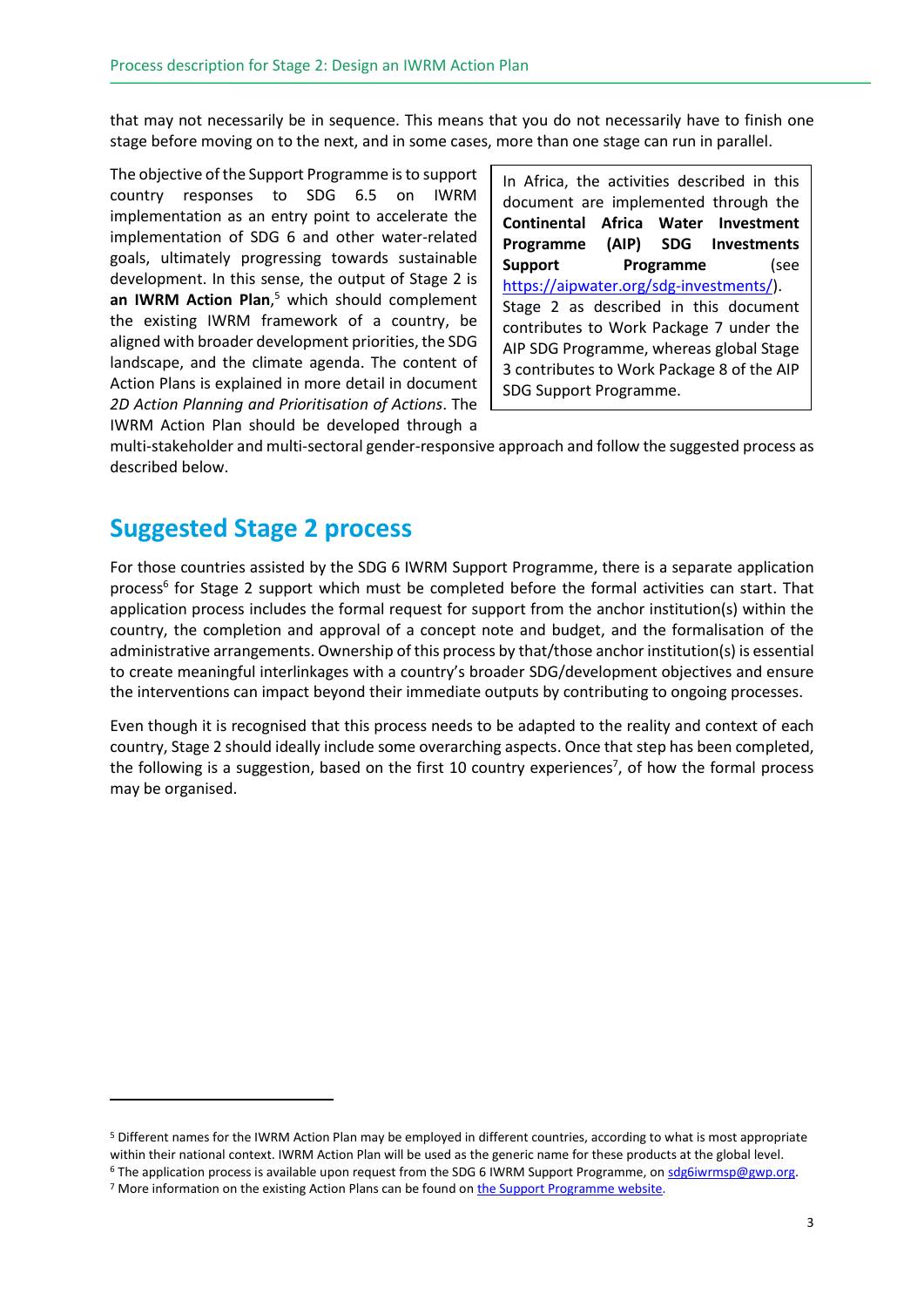that may not necessarily be in sequence. This means that you do not necessarily have to finish one stage before moving on to the next, and in some cases, more than one stage can run in parallel.

> In Africa, the activities described in this document are implemented through the **Continental Africa Water Investment Programme (AIP) SDG Investments Support Programme** (see https://aipwater.org/sdg-investments/). Stage 2 as described in this document contributes to Work Package 7 under the AIP SDG Programme, whereas global Stage 3 contributes to Work Package 8 of the AIP SDG Support Programme.

The objective of the Support Programme is to support country responses to SDG 6.5 on IWRM implementation as an entry point to accelerate the implementation of SDG 6 and other water-related goals, ultimately progressing towards sustainable development. In this sense, the output of Stage 2 is **an IWRM Action Plan**,[5] which should complement the existing IWRM framework of a country, be aligned with broader development priorities, the SDG landscape, and the climate agenda. The content of Action Plans is explained in more detail in document *2D Action Planning and Prioritisation of Actions*. The IWRM Action Plan should be developed through a multi-stakeholder and multi-sectoral gender-responsive approach and follow the suggested process as described below.

## Suggested Stage 2 process

For those countries assisted by the SDG 6 IWRM Support Programme, there is a separate application process[6] for Stage 2 support which must be completed before the formal activities can start. That application process includes the formal request for support from the anchor institution(s) within the country, the completion and approval of a concept note and budget, and the formalisation of the administrative arrangements. Ownership of this process by that/those anchor institution(s) is essential to create meaningful interlinkages with a country's broader SDG/development objectives and ensure the interventions can impact beyond their immediate outputs by contributing to ongoing processes.

Even though it is recognised that this process needs to be adapted to the reality and context of each country, Stage 2 should ideally include some overarching aspects. Once that step has been completed, the following is a suggestion, based on the first 10 country experiences[7], of how the formal process may be organised.

---

[5] Different names for the IWRM Action Plan may be employed in different countries, according to what is most appropriate within their national context. IWRM Action Plan will be used as the generic name for these products at the global level.

[6] The application process is available upon request from the SDG 6 IWRM Support Programme, on sdg6iwrmsp@gwp.org.

[7] More information on the existing Action Plans can be found on the Support Programme website.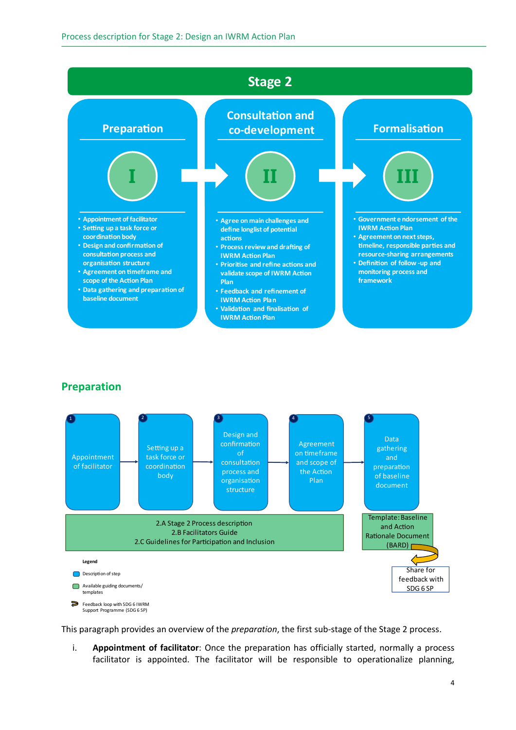# Stage 2

## Preparation

**I**

- Appointment of facilitator
- Setting up a task force or coordination body
- Design and confirmation of consultation process and organisation structure
- Agreement on timeframe and scope of the Action Plan
- Data gathering and preparation of baseline document

## Consultation and co-development

**II**

- Agree on main challenges and define longlist of potential actions
- Process review and drafting of IWRM Action Plan
- Prioritise and refine actions and validate scope of IWRM Action Plan
- Feedback and refinement of IWRM Action Plan
- Validation and finalisation of IWRM Action Plan

## Formalisation

**III**

- Government endorsement of the IWRM Action Plan
- Agreement on next steps, timeline, responsible parties and resource-sharing arrangements
- Definition of follow-up and monitoring process and framework

## Preparation

1. Appointment of facilitator
2. Setting up a task force or coordination body
3. Design and confirmation of consultation process and organisation structure
4. Agreement on timeframe and scope of the Action Plan
5. Data gathering and preparation of baseline document

2.A Stage 2 Process description
2.B Facilitators Guide
2.C Guidelines for Participation and Inclusion

Template: Baseline and Action Rationale Document (BARD)

Share for feedback with SDG 6 SP

**Legend**

- Description of step
- Available guiding documents/ templates
- Feedback loop with SDG 6 IWRM Support Programme (SDG 6 SP)

This paragraph provides an overview of the *preparation*, the first sub-stage of the Stage 2 process.

i. **Appointment of facilitator**: Once the preparation has officially started, normally a process facilitator is appointed. The facilitator will be responsible to operationalize planning,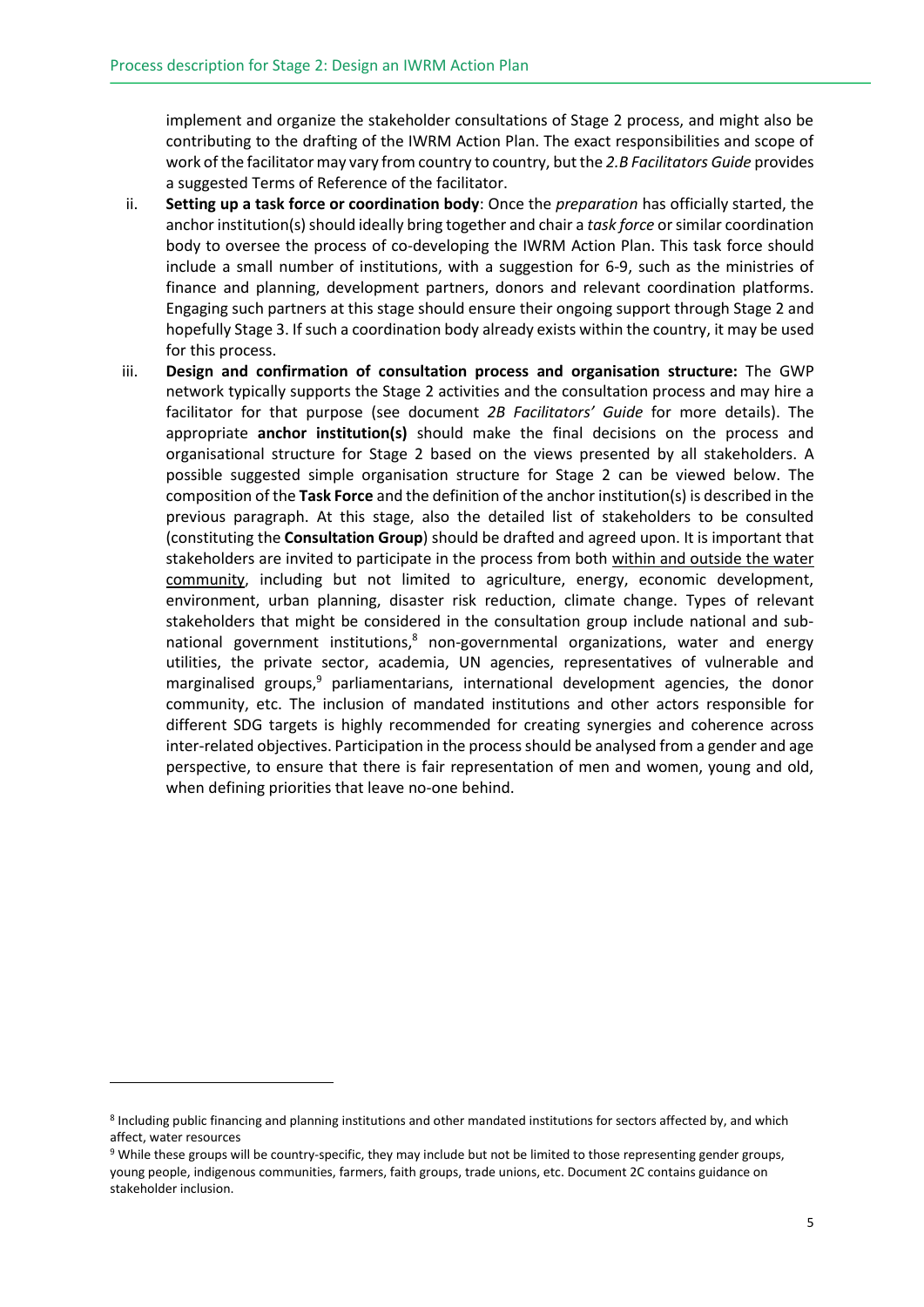implement and organize the stakeholder consultations of Stage 2 process, and might also be contributing to the drafting of the IWRM Action Plan. The exact responsibilities and scope of work of the facilitator may vary from country to country, but the *2.B Facilitators Guide* provides a suggested Terms of Reference of the facilitator.

ii. **Setting up a task force or coordination body**: Once the *preparation* has officially started, the anchor institution(s) should ideally bring together and chair a *task force* or similar coordination body to oversee the process of co-developing the IWRM Action Plan. This task force should include a small number of institutions, with a suggestion for 6-9, such as the ministries of finance and planning, development partners, donors and relevant coordination platforms. Engaging such partners at this stage should ensure their ongoing support through Stage 2 and hopefully Stage 3. If such a coordination body already exists within the country, it may be used for this process.

iii. **Design and confirmation of consultation process and organisation structure:** The GWP network typically supports the Stage 2 activities and the consultation process and may hire a facilitator for that purpose (see document *2B Facilitators' Guide* for more details). The appropriate **anchor institution(s)** should make the final decisions on the process and organisational structure for Stage 2 based on the views presented by all stakeholders. A possible suggested simple organisation structure for Stage 2 can be viewed below. The composition of the **Task Force** and the definition of the anchor institution(s) is described in the previous paragraph. At this stage, also the detailed list of stakeholders to be consulted (constituting the **Consultation Group**) should be drafted and agreed upon. It is important that stakeholders are invited to participate in the process from both within and outside the water community, including but not limited to agriculture, energy, economic development, environment, urban planning, disaster risk reduction, climate change. Types of relevant stakeholders that might be considered in the consultation group include national and sub-national government institutions,[8] non-governmental organizations, water and energy utilities, the private sector, academia, UN agencies, representatives of vulnerable and marginalised groups,[9] parliamentarians, international development agencies, the donor community, etc. The inclusion of mandated institutions and other actors responsible for different SDG targets is highly recommended for creating synergies and coherence across inter-related objectives. Participation in the process should be analysed from a gender and age perspective, to ensure that there is fair representation of men and women, young and old, when defining priorities that leave no-one behind.

---

[8] Including public financing and planning institutions and other mandated institutions for sectors affected by, and which affect, water resources

[9] While these groups will be country-specific, they may include but not be limited to those representing gender groups, young people, indigenous communities, farmers, faith groups, trade unions, etc. Document 2C contains guidance on stakeholder inclusion.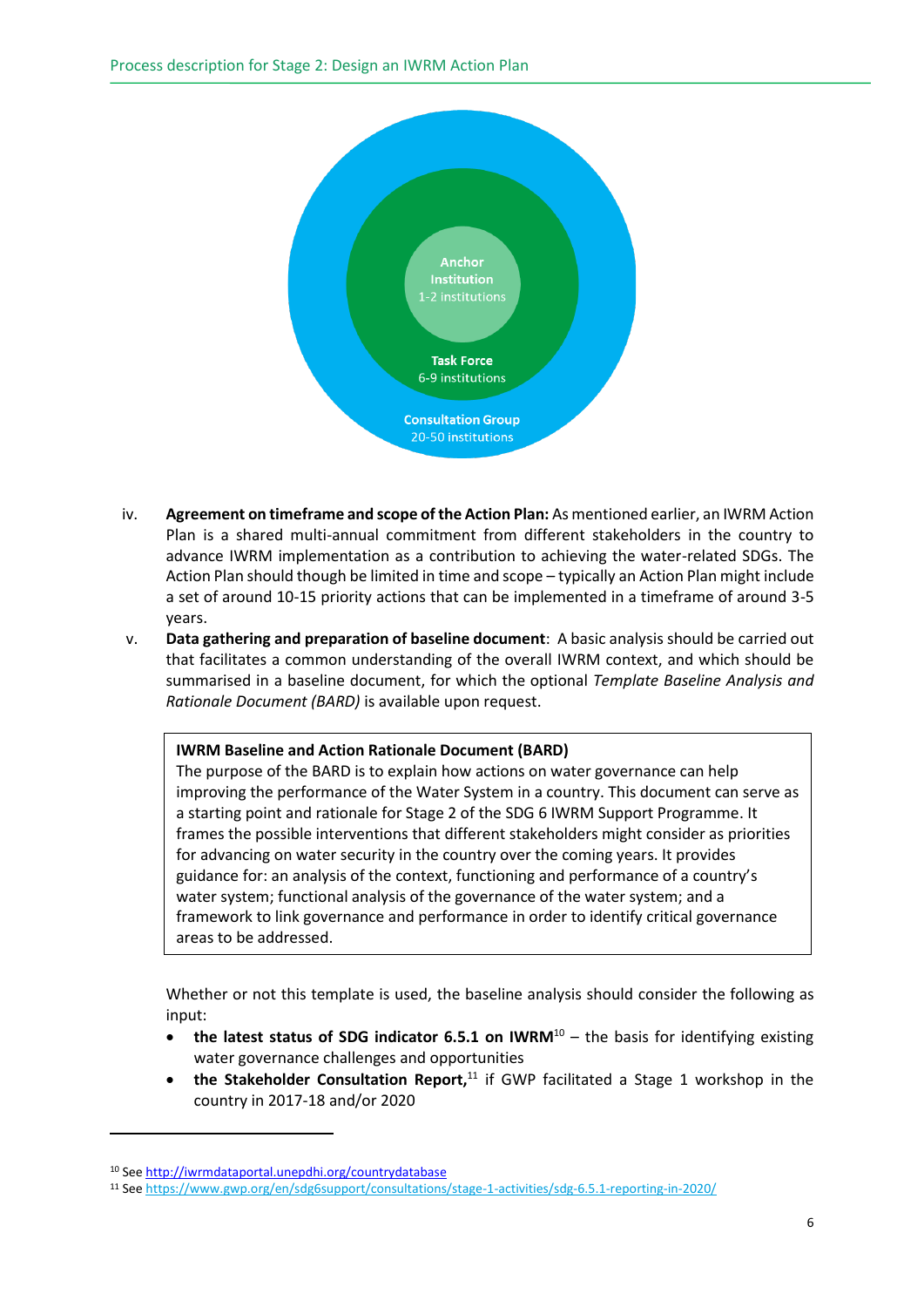Anchor Institution
1-2 institutions

Task Force
6-9 institutions

Consultation Group
20-50 institutions

iv. **Agreement on timeframe and scope of the Action Plan:** As mentioned earlier, an IWRM Action Plan is a shared multi-annual commitment from different stakeholders in the country to advance IWRM implementation as a contribution to achieving the water-related SDGs. The Action Plan should though be limited in time and scope – typically an Action Plan might include a set of around 10-15 priority actions that can be implemented in a timeframe of around 3-5 years.

v. **Data gathering and preparation of baseline document**: A basic analysis should be carried out that facilitates a common understanding of the overall IWRM context, and which should be summarised in a baseline document, for which the optional *Template Baseline Analysis and Rationale Document (BARD)* is available upon request.

> **IWRM Baseline and Action Rationale Document (BARD)**
> The purpose of the BARD is to explain how actions on water governance can help improving the performance of the Water System in a country. This document can serve as a starting point and rationale for Stage 2 of the SDG 6 IWRM Support Programme. It frames the possible interventions that different stakeholders might consider as priorities for advancing on water security in the country over the coming years. It provides guidance for: an analysis of the context, functioning and performance of a country's water system; functional analysis of the governance of the water system; and a framework to link governance and performance in order to identify critical governance areas to be addressed.

Whether or not this template is used, the baseline analysis should consider the following as input:

- **the latest status of SDG indicator 6.5.1 on IWRM**[10] – the basis for identifying existing water governance challenges and opportunities
- **the Stakeholder Consultation Report,**[11] if GWP facilitated a Stage 1 workshop in the country in 2017-18 and/or 2020

---

[10] See http://iwrmdataportal.unepdhi.org/countrydatabase

[11] See https://www.gwp.org/en/sdg6support/consultations/stage-1-activities/sdg-6.5.1-reporting-in-2020/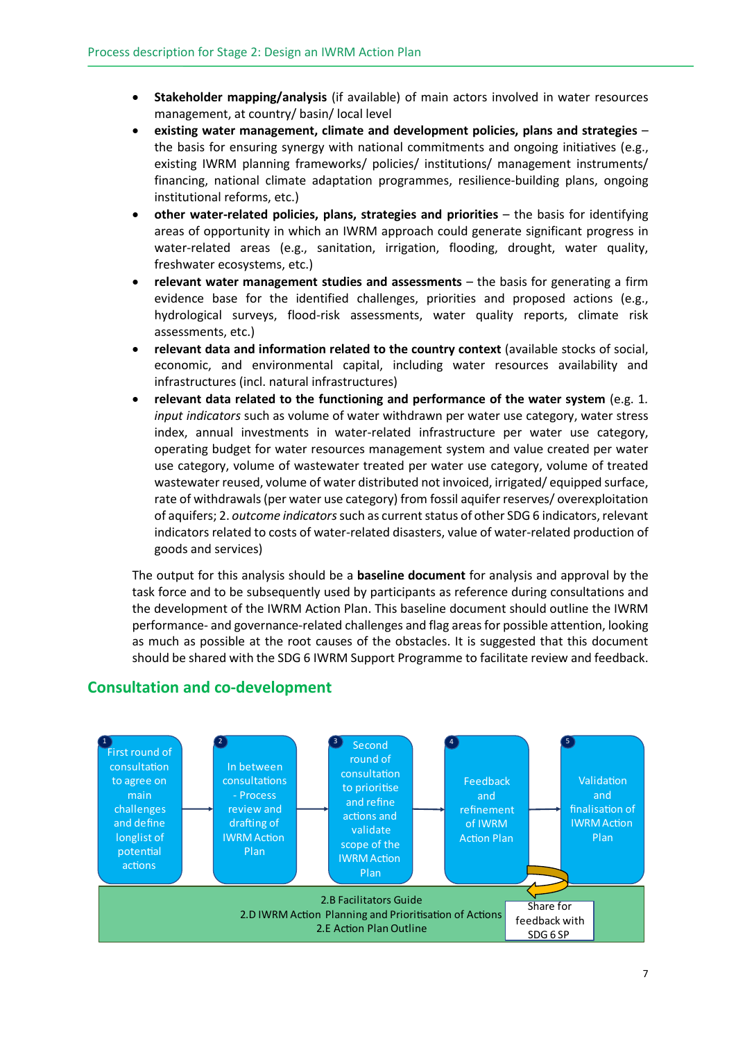- **Stakeholder mapping/analysis** (if available) of main actors involved in water resources management, at country/ basin/ local level
- **existing water management, climate and development policies, plans and strategies** – the basis for ensuring synergy with national commitments and ongoing initiatives (e.g., existing IWRM planning frameworks/ policies/ institutions/ management instruments/ financing, national climate adaptation programmes, resilience-building plans, ongoing institutional reforms, etc.)
- **other water-related policies, plans, strategies and priorities** – the basis for identifying areas of opportunity in which an IWRM approach could generate significant progress in water-related areas (e.g., sanitation, irrigation, flooding, drought, water quality, freshwater ecosystems, etc.)
- **relevant water management studies and assessments** – the basis for generating a firm evidence base for the identified challenges, priorities and proposed actions (e.g., hydrological surveys, flood-risk assessments, water quality reports, climate risk assessments, etc.)
- **relevant data and information related to the country context** (available stocks of social, economic, and environmental capital, including water resources availability and infrastructures (incl. natural infrastructures)
- **relevant data related to the functioning and performance of the water system** (e.g. 1. *input indicators* such as volume of water withdrawn per water use category, water stress index, annual investments in water-related infrastructure per water use category, operating budget for water resources management system and value created per water use category, volume of wastewater treated per water use category, volume of treated wastewater reused, volume of water distributed not invoiced, irrigated/ equipped surface, rate of withdrawals (per water use category) from fossil aquifer reserves/ overexploitation of aquifers; 2. *outcome indicators* such as current status of other SDG 6 indicators, relevant indicators related to costs of water-related disasters, value of water-related production of goods and services)

The output for this analysis should be a **baseline document** for analysis and approval by the task force and to be subsequently used by participants as reference during consultations and the development of the IWRM Action Plan. This baseline document should outline the IWRM performance- and governance-related challenges and flag areas for possible attention, looking as much as possible at the root causes of the obstacles. It is suggested that this document should be shared with the SDG 6 IWRM Support Programme to facilitate review and feedback.

## Consultation and co-development

1. First round of consultation to agree on main challenges and define longlist of potential actions
2. In between consultations - Process review and drafting of IWRM Action Plan
3. Second round of consultation to prioritise and refine actions and validate scope of the IWRM Action Plan
4. Feedback and refinement of IWRM Action Plan
5. Validation and finalisation of IWRM Action Plan

2.B Facilitators Guide
2.D IWRM Action Planning and Prioritisation of Actions
2.E Action Plan Outline

Share for feedback with SDG 6 SP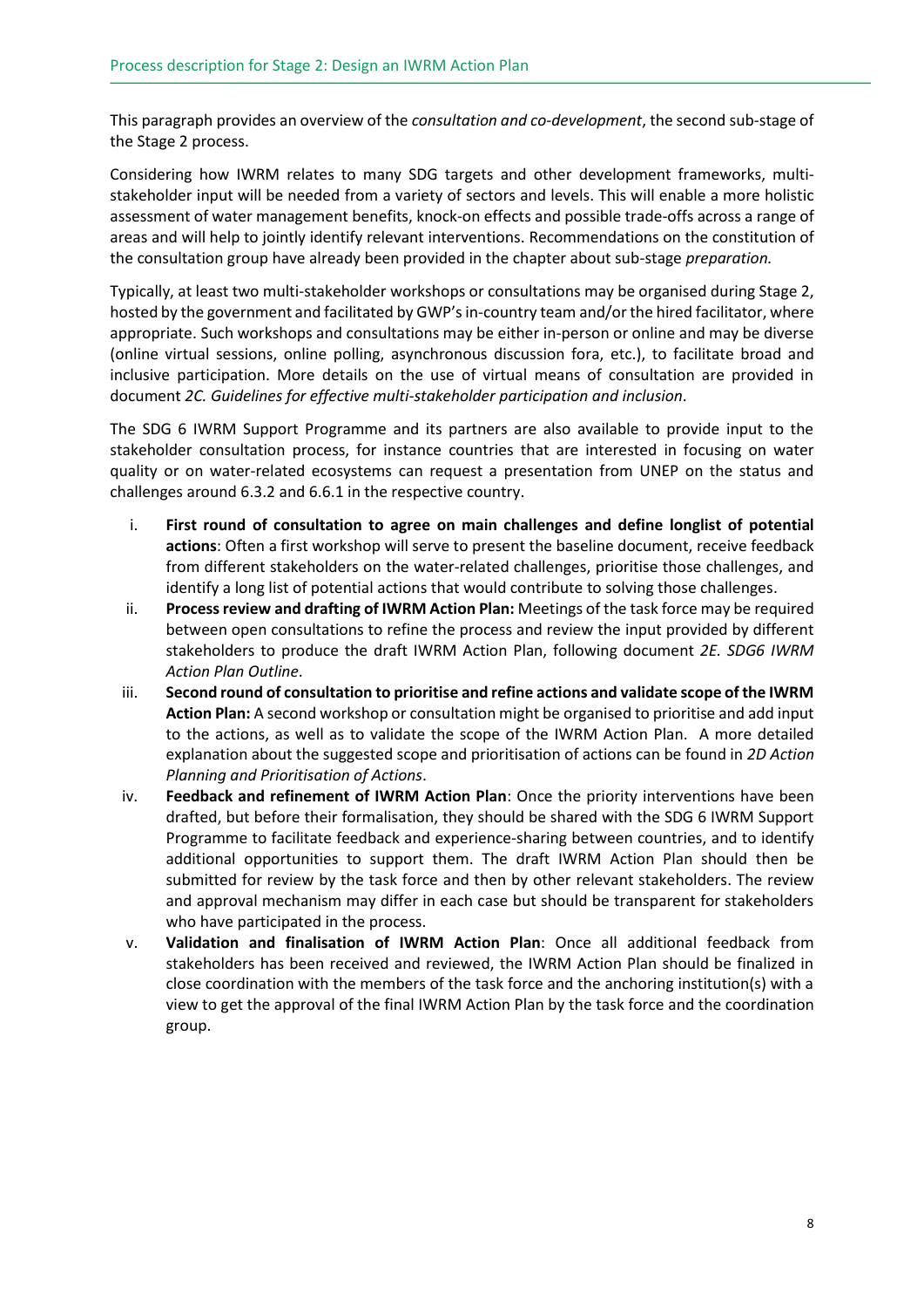This paragraph provides an overview of the *consultation and co-development*, the second sub-stage of the Stage 2 process.

Considering how IWRM relates to many SDG targets and other development frameworks, multi-stakeholder input will be needed from a variety of sectors and levels. This will enable a more holistic assessment of water management benefits, knock-on effects and possible trade-offs across a range of areas and will help to jointly identify relevant interventions. Recommendations on the constitution of the consultation group have already been provided in the chapter about sub-stage *preparation.*

Typically, at least two multi-stakeholder workshops or consultations may be organised during Stage 2, hosted by the government and facilitated by GWP's in-country team and/or the hired facilitator, where appropriate. Such workshops and consultations may be either in-person or online and may be diverse (online virtual sessions, online polling, asynchronous discussion fora, etc.), to facilitate broad and inclusive participation. More details on the use of virtual means of consultation are provided in document *2C. Guidelines for effective multi-stakeholder participation and inclusion*.

The SDG 6 IWRM Support Programme and its partners are also available to provide input to the stakeholder consultation process, for instance countries that are interested in focusing on water quality or on water-related ecosystems can request a presentation from UNEP on the status and challenges around 6.3.2 and 6.6.1 in the respective country.

i. **First round of consultation to agree on main challenges and define longlist of potential actions**: Often a first workshop will serve to present the baseline document, receive feedback from different stakeholders on the water-related challenges, prioritise those challenges, and identify a long list of potential actions that would contribute to solving those challenges.
ii. **Process review and drafting of IWRM Action Plan:** Meetings of the task force may be required between open consultations to refine the process and review the input provided by different stakeholders to produce the draft IWRM Action Plan, following document *2E. SDG6 IWRM Action Plan Outline*.
iii. **Second round of consultation to prioritise and refine actions and validate scope of the IWRM Action Plan:** A second workshop or consultation might be organised to prioritise and add input to the actions, as well as to validate the scope of the IWRM Action Plan. A more detailed explanation about the suggested scope and prioritisation of actions can be found in *2D Action Planning and Prioritisation of Actions*.
iv. **Feedback and refinement of IWRM Action Plan**: Once the priority interventions have been drafted, but before their formalisation, they should be shared with the SDG 6 IWRM Support Programme to facilitate feedback and experience-sharing between countries, and to identify additional opportunities to support them. The draft IWRM Action Plan should then be submitted for review by the task force and then by other relevant stakeholders. The review and approval mechanism may differ in each case but should be transparent for stakeholders who have participated in the process.
v. **Validation and finalisation of IWRM Action Plan**: Once all additional feedback from stakeholders has been received and reviewed, the IWRM Action Plan should be finalized in close coordination with the members of the task force and the anchoring institution(s) with a view to get the approval of the final IWRM Action Plan by the task force and the coordination group.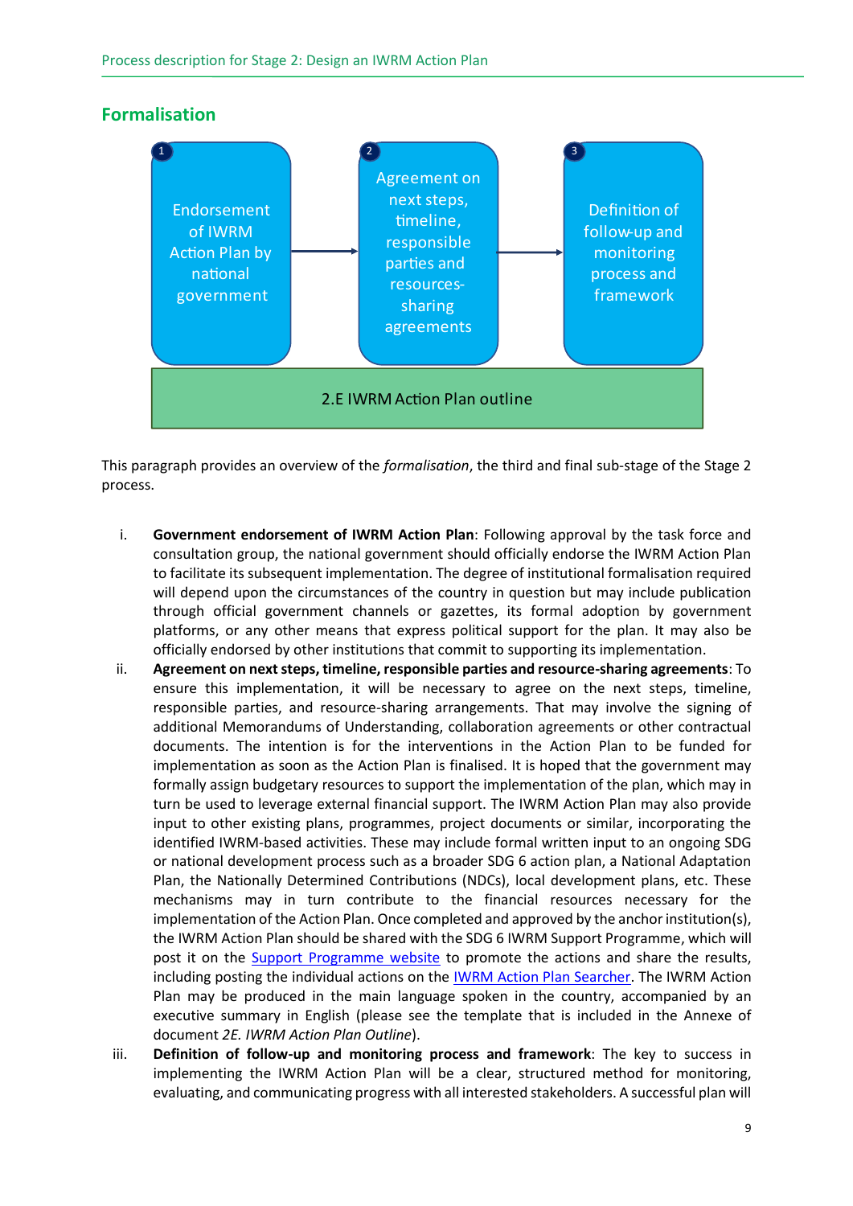## Formalisation

1. Endorsement of IWRM Action Plan by national government → 2. Agreement on next steps, timeline, responsible parties and resources-sharing agreements → 3. Definition of follow-up and monitoring process and framework

2.E IWRM Action Plan outline

This paragraph provides an overview of the *formalisation*, the third and final sub-stage of the Stage 2 process.

i. **Government endorsement of IWRM Action Plan**: Following approval by the task force and consultation group, the national government should officially endorse the IWRM Action Plan to facilitate its subsequent implementation. The degree of institutional formalisation required will depend upon the circumstances of the country in question but may include publication through official government channels or gazettes, its formal adoption by government platforms, or any other means that express political support for the plan. It may also be officially endorsed by other institutions that commit to supporting its implementation.

ii. **Agreement on next steps, timeline, responsible parties and resource-sharing agreements**: To ensure this implementation, it will be necessary to agree on the next steps, timeline, responsible parties, and resource-sharing arrangements. That may involve the signing of additional Memorandums of Understanding, collaboration agreements or other contractual documents. The intention is for the interventions in the Action Plan to be funded for implementation as soon as the Action Plan is finalised. It is hoped that the government may formally assign budgetary resources to support the implementation of the plan, which may in turn be used to leverage external financial support. The IWRM Action Plan may also provide input to other existing plans, programmes, project documents or similar, incorporating the identified IWRM-based activities. These may include formal written input to an ongoing SDG or national development process such as a broader SDG 6 action plan, a National Adaptation Plan, the Nationally Determined Contributions (NDCs), local development plans, etc. These mechanisms may in turn contribute to the financial resources necessary for the implementation of the Action Plan. Once completed and approved by the anchor institution(s), the IWRM Action Plan should be shared with the SDG 6 IWRM Support Programme, which will post it on the Support Programme website to promote the actions and share the results, including posting the individual actions on the IWRM Action Plan Searcher. The IWRM Action Plan may be produced in the main language spoken in the country, accompanied by an executive summary in English (please see the template that is included in the Annexe of document *2E. IWRM Action Plan Outline*).

iii. **Definition of follow-up and monitoring process and framework**: The key to success in implementing the IWRM Action Plan will be a clear, structured method for monitoring, evaluating, and communicating progress with all interested stakeholders. A successful plan will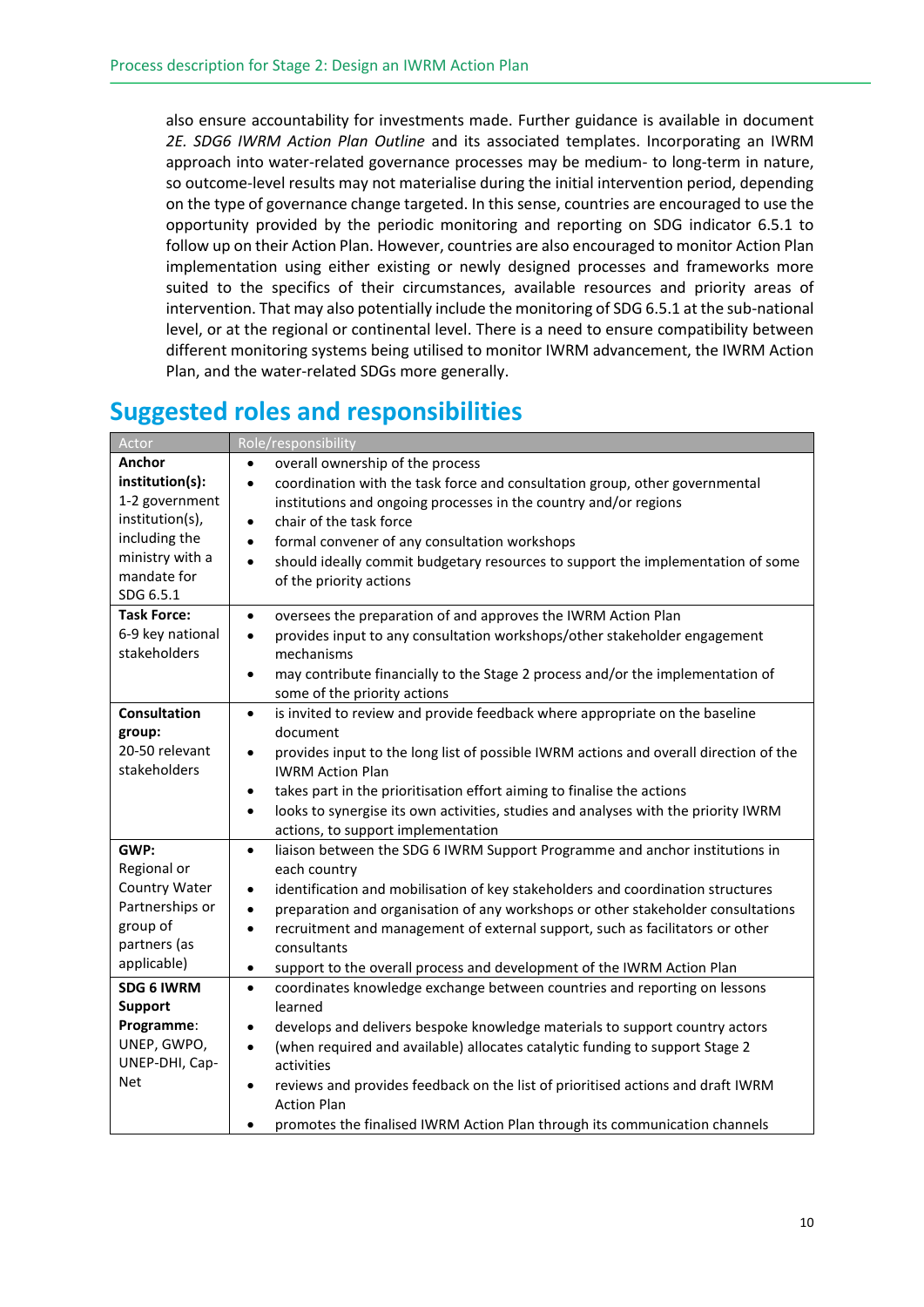also ensure accountability for investments made. Further guidance is available in document *2E. SDG6 IWRM Action Plan Outline* and its associated templates. Incorporating an IWRM approach into water-related governance processes may be medium- to long-term in nature, so outcome-level results may not materialise during the initial intervention period, depending on the type of governance change targeted. In this sense, countries are encouraged to use the opportunity provided by the periodic monitoring and reporting on SDG indicator 6.5.1 to follow up on their Action Plan. However, countries are also encouraged to monitor Action Plan implementation using either existing or newly designed processes and frameworks more suited to the specifics of their circumstances, available resources and priority areas of intervention. That may also potentially include the monitoring of SDG 6.5.1 at the sub-national level, or at the regional or continental level. There is a need to ensure compatibility between different monitoring systems being utilised to monitor IWRM advancement, the IWRM Action Plan, and the water-related SDGs more generally.

## Suggested roles and responsibilities

| Actor | Role/responsibility |
| --- | --- |
| **Anchor institution(s):** 1-2 government institution(s), including the ministry with a mandate for SDG 6.5.1 | • overall ownership of the process<br>• coordination with the task force and consultation group, other governmental institutions and ongoing processes in the country and/or regions<br>• chair of the task force<br>• formal convener of any consultation workshops<br>• should ideally commit budgetary resources to support the implementation of some of the priority actions |
| **Task Force:** 6-9 key national stakeholders | • oversees the preparation of and approves the IWRM Action Plan<br>• provides input to any consultation workshops/other stakeholder engagement mechanisms<br>• may contribute financially to the Stage 2 process and/or the implementation of some of the priority actions |
| **Consultation group:** 20-50 relevant stakeholders | • is invited to review and provide feedback where appropriate on the baseline document<br>• provides input to the long list of possible IWRM actions and overall direction of the IWRM Action Plan<br>• takes part in the prioritisation effort aiming to finalise the actions<br>• looks to synergise its own activities, studies and analyses with the priority IWRM actions, to support implementation |
| **GWP:** Regional or Country Water Partnerships or group of partners (as applicable) | • liaison between the SDG 6 IWRM Support Programme and anchor institutions in each country<br>• identification and mobilisation of key stakeholders and coordination structures<br>• preparation and organisation of any workshops or other stakeholder consultations<br>• recruitment and management of external support, such as facilitators or other consultants<br>• support to the overall process and development of the IWRM Action Plan |
| **SDG 6 IWRM Support Programme**: UNEP, GWPO, UNEP-DHI, Cap-Net | • coordinates knowledge exchange between countries and reporting on lessons learned<br>• develops and delivers bespoke knowledge materials to support country actors<br>• (when required and available) allocates catalytic funding to support Stage 2 activities<br>• reviews and provides feedback on the list of prioritised actions and draft IWRM Action Plan<br>• promotes the finalised IWRM Action Plan through its communication channels |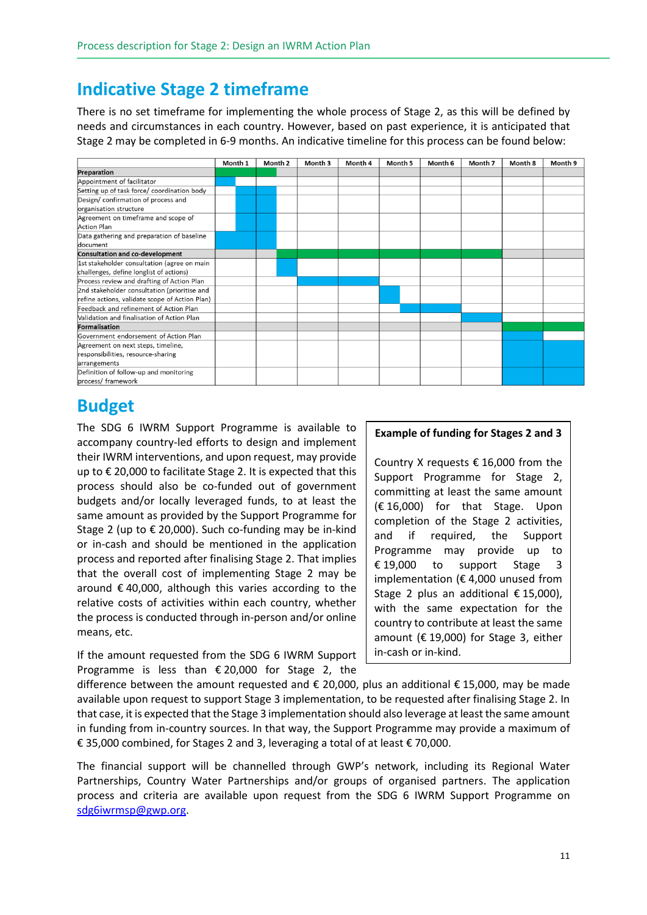# Indicative Stage 2 timeframe

There is no set timeframe for implementing the whole process of Stage 2, as this will be defined by needs and circumstances in each country. However, based on past experience, it is anticipated that Stage 2 may be completed in 6-9 months. An indicative timeline for this process can be found below:

| | Month 1 | Month 2 | Month 3 | Month 4 | Month 5 | Month 6 | Month 7 | Month 8 | Month 9 |
|---|---|---|---|---|---|---|---|---|---|
| **Preparation** | ■ | ■ | | | | | | | |
| Appointment of facilitator | ■ | | | | | | | | |
| Setting up of task force/ coordination body | ■ | ■ | | | | | | | |
| Design/ confirmation of process and organisation structure | ■ | ■ | | | | | | | |
| Agreement on timeframe and scope of Action Plan | ■ | ■ | | | | | | | |
| Data gathering and preparation of baseline document | ■ | ■ | | | | | | | |
| **Consultation and co-development** | | ■ | ■ | ■ | ■ | ■ | ■ | | |
| 1st stakeholder consultation (agree on main challenges, define longlist of actions) | | ■ | | | | | | | |
| Process review and drafting of Action Plan | | | ■ | ■ | | | | | |
| 2nd stakeholder consultation (prioritise and refine actions, validate scope of Action Plan) | | | | | ■ | | | | |
| Feedback and refinement of Action Plan | | | | | ■ | ■ | | | |
| Validation and finalisation of Action Plan | | | | | | | ■ | | |
| **Formalisation** | | | | | | | | ■ | ■ |
| Government endorsement of Action Plan | | | | | | | | ■ | |
| Agreement on next steps, timeline, responsibilities, resource-sharing arrangements | | | | | | | | ■ | ■ |
| Definition of follow-up and monitoring process/ framework | | | | | | | | ■ | ■ |

# Budget

The SDG 6 IWRM Support Programme is available to accompany country-led efforts to design and implement their IWRM interventions, and upon request, may provide up to € 20,000 to facilitate Stage 2. It is expected that this process should also be co-funded out of government budgets and/or locally leveraged funds, to at least the same amount as provided by the Support Programme for Stage 2 (up to € 20,000). Such co-funding may be in-kind or in-cash and should be mentioned in the application process and reported after finalising Stage 2. That implies that the overall cost of implementing Stage 2 may be around € 40,000, although this varies according to the relative costs of activities within each country, whether the process is conducted through in-person and/or online means, etc.

> **Example of funding for Stages 2 and 3**
>
> Country X requests € 16,000 from the Support Programme for Stage 2, committing at least the same amount (€ 16,000) for that Stage. Upon completion of the Stage 2 activities, and if required, the Support Programme may provide up to € 19,000 to support Stage 3 implementation (€ 4,000 unused from Stage 2 plus an additional € 15,000), with the same expectation for the country to contribute at least the same amount (€ 19,000) for Stage 3, either in-cash or in-kind.

If the amount requested from the SDG 6 IWRM Support Programme is less than € 20,000 for Stage 2, the difference between the amount requested and € 20,000, plus an additional € 15,000, may be made available upon request to support Stage 3 implementation, to be requested after finalising Stage 2. In that case, it is expected that the Stage 3 implementation should also leverage at least the same amount in funding from in-country sources. In that way, the Support Programme may provide a maximum of € 35,000 combined, for Stages 2 and 3, leveraging a total of at least € 70,000.

The financial support will be channelled through GWP's network, including its Regional Water Partnerships, Country Water Partnerships and/or groups of organised partners. The application process and criteria are available upon request from the SDG 6 IWRM Support Programme on sdg6iwrmsp@gwp.org.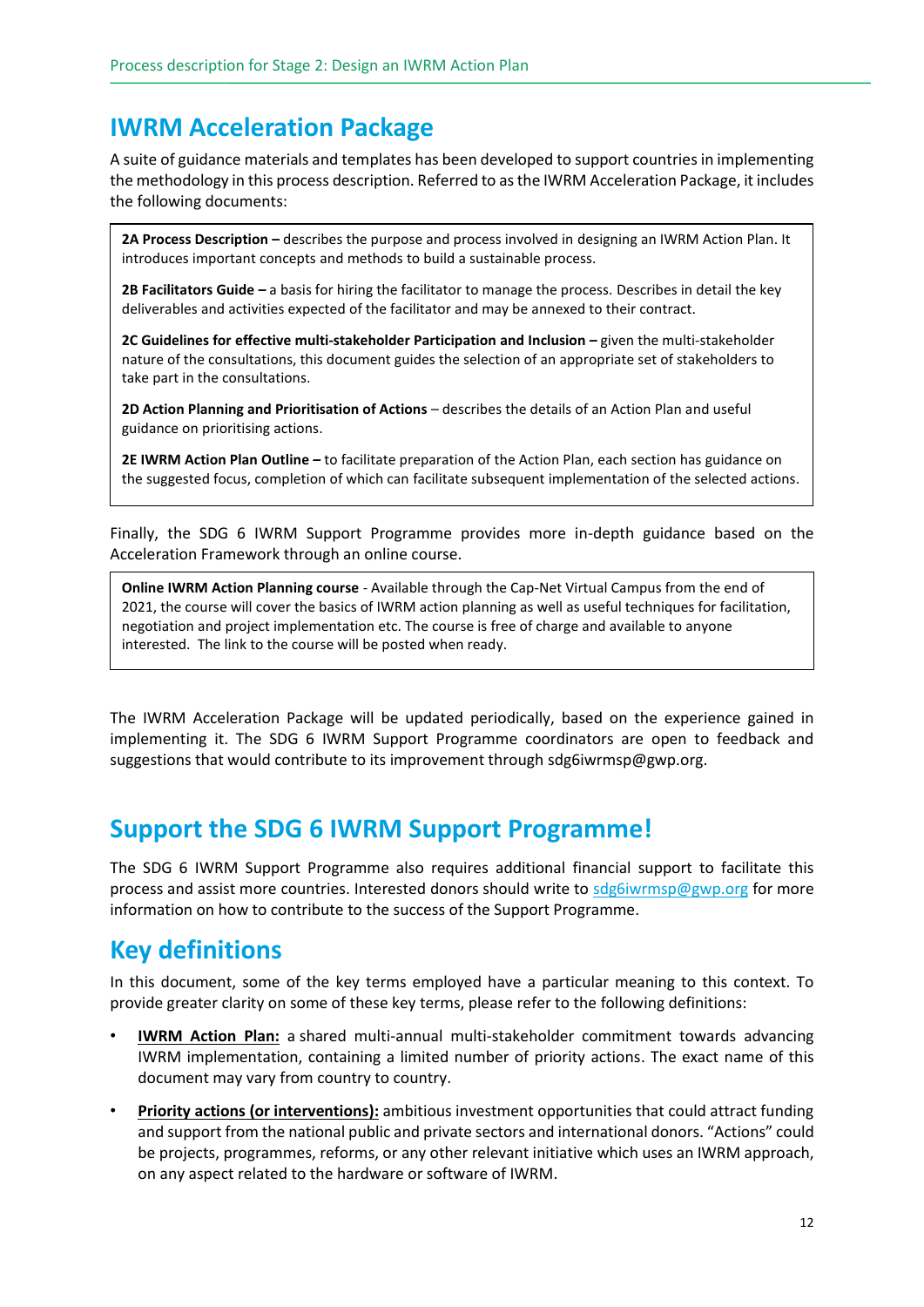## IWRM Acceleration Package

A suite of guidance materials and templates has been developed to support countries in implementing the methodology in this process description. Referred to as the IWRM Acceleration Package, it includes the following documents:

**2A Process Description –** describes the purpose and process involved in designing an IWRM Action Plan. It introduces important concepts and methods to build a sustainable process.

**2B Facilitators Guide –** a basis for hiring the facilitator to manage the process. Describes in detail the key deliverables and activities expected of the facilitator and may be annexed to their contract.

**2C Guidelines for effective multi-stakeholder Participation and Inclusion –** given the multi-stakeholder nature of the consultations, this document guides the selection of an appropriate set of stakeholders to take part in the consultations.

**2D Action Planning and Prioritisation of Actions** – describes the details of an Action Plan and useful guidance on prioritising actions.

**2E IWRM Action Plan Outline –** to facilitate preparation of the Action Plan, each section has guidance on the suggested focus, completion of which can facilitate subsequent implementation of the selected actions.

Finally, the SDG 6 IWRM Support Programme provides more in-depth guidance based on the Acceleration Framework through an online course.

**Online IWRM Action Planning course** - Available through the Cap-Net Virtual Campus from the end of 2021, the course will cover the basics of IWRM action planning as well as useful techniques for facilitation, negotiation and project implementation etc. The course is free of charge and available to anyone interested. The link to the course will be posted when ready.

The IWRM Acceleration Package will be updated periodically, based on the experience gained in implementing it. The SDG 6 IWRM Support Programme coordinators are open to feedback and suggestions that would contribute to its improvement through sdg6iwrmsp@gwp.org.

## Support the SDG 6 IWRM Support Programme!

The SDG 6 IWRM Support Programme also requires additional financial support to facilitate this process and assist more countries. Interested donors should write to sdg6iwrmsp@gwp.org for more information on how to contribute to the success of the Support Programme.

## Key definitions

In this document, some of the key terms employed have a particular meaning to this context. To provide greater clarity on some of these key terms, please refer to the following definitions:

- **IWRM Action Plan:** a shared multi-annual multi-stakeholder commitment towards advancing IWRM implementation, containing a limited number of priority actions. The exact name of this document may vary from country to country.
- **Priority actions (or interventions):** ambitious investment opportunities that could attract funding and support from the national public and private sectors and international donors. "Actions" could be projects, programmes, reforms, or any other relevant initiative which uses an IWRM approach, on any aspect related to the hardware or software of IWRM.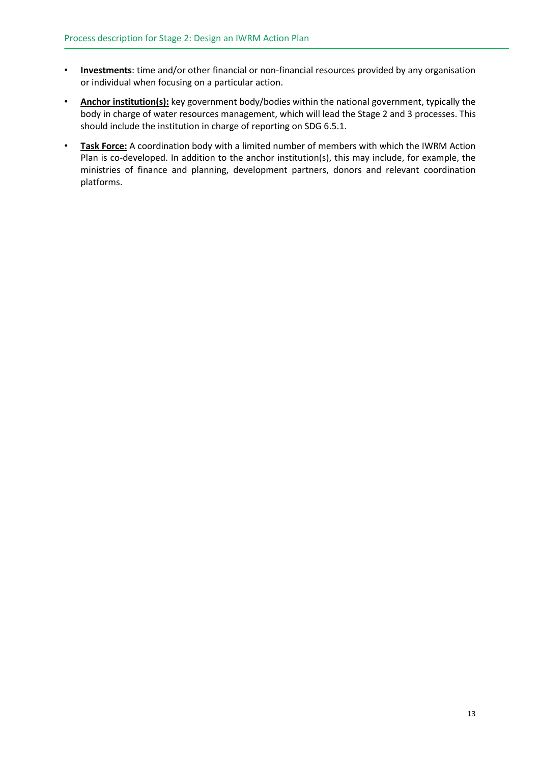- **Investments**: time and/or other financial or non-financial resources provided by any organisation or individual when focusing on a particular action.
- **Anchor institution(s):** key government body/bodies within the national government, typically the body in charge of water resources management, which will lead the Stage 2 and 3 processes. This should include the institution in charge of reporting on SDG 6.5.1.
- **Task Force:** A coordination body with a limited number of members with which the IWRM Action Plan is co-developed. In addition to the anchor institution(s), this may include, for example, the ministries of finance and planning, development partners, donors and relevant coordination platforms.